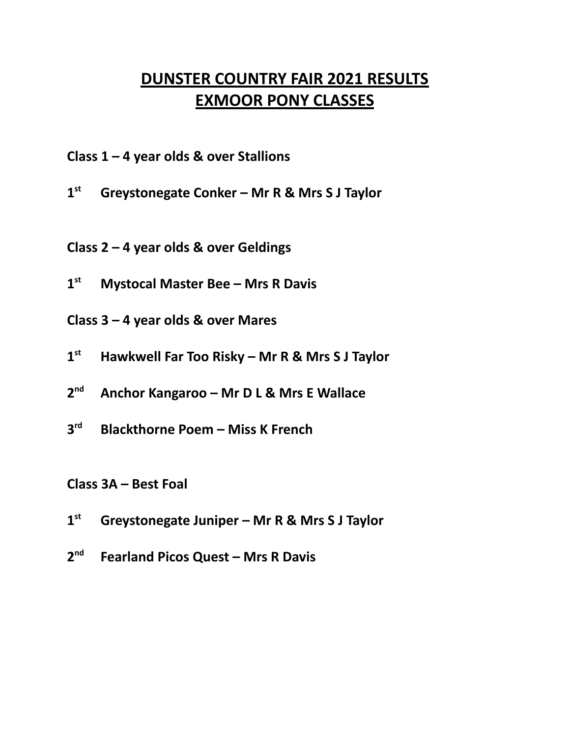# DUNSTER COUNTRY FAIR 2021 RESULTS
# EXMOOR PONY CLASSES

**Class 1 – 4 year olds & over Stallions**

**1st Greystonegate Conker – Mr R & Mrs S J Taylor**

**Class 2 – 4 year olds & over Geldings**

**1st Mystocal Master Bee – Mrs R Davis**

**Class 3 – 4 year olds & over Mares**

**1st Hawkwell Far Too Risky – Mr R & Mrs S J Taylor**

**2nd Anchor Kangaroo – Mr D L & Mrs E Wallace**

**3rd Blackthorne Poem – Miss K French**

**Class 3A – Best Foal**

**1st Greystonegate Juniper – Mr R & Mrs S J Taylor**

**2nd Fearland Picos Quest – Mrs R Davis**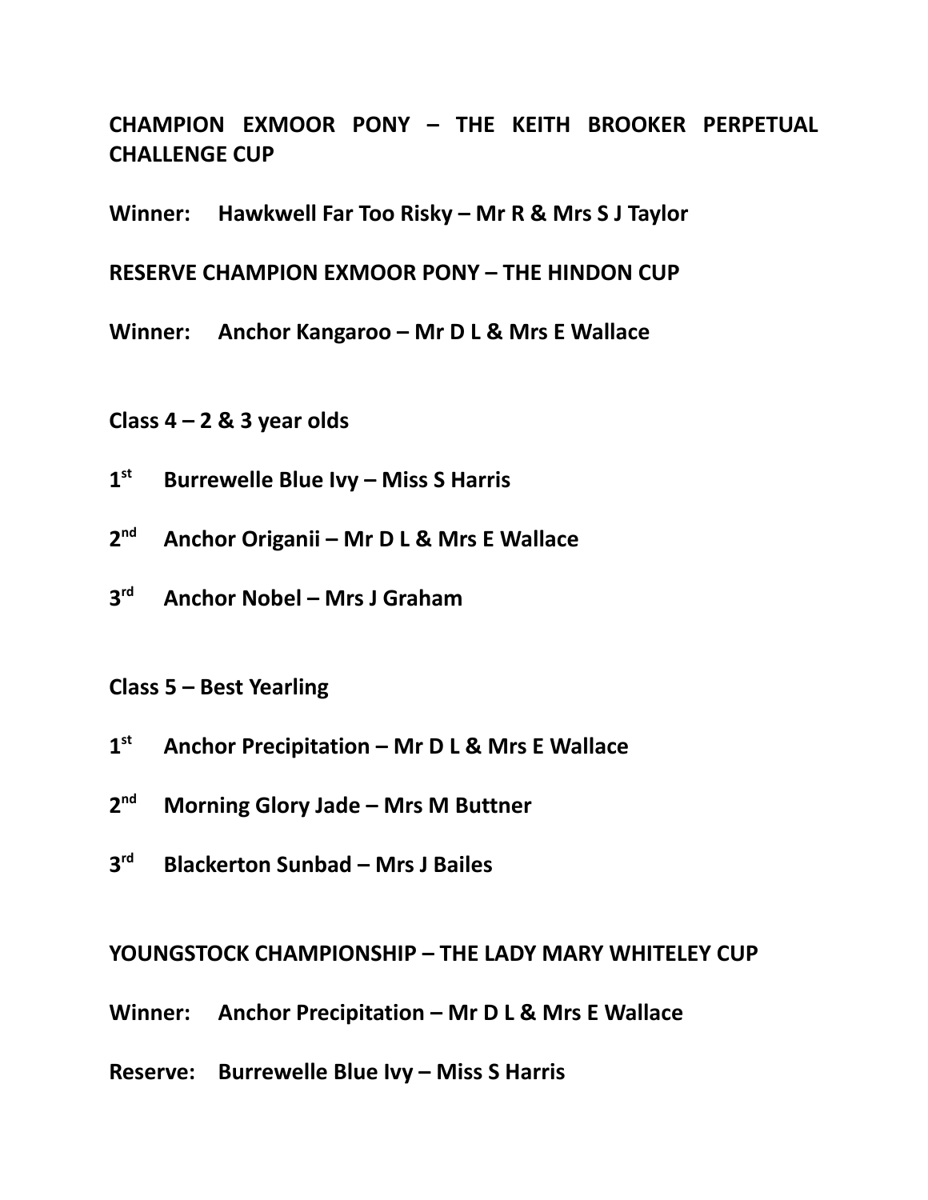**CHAMPION EXMOOR PONY – THE KEITH BROOKER PERPETUAL CHALLENGE CUP**

**Winner: Hawkwell Far Too Risky – Mr R & Mrs S J Taylor**

**RESERVE CHAMPION EXMOOR PONY – THE HINDON CUP**

**Winner: Anchor Kangaroo – Mr D L & Mrs E Wallace**

**Class 4 – 2 & 3 year olds**

**1st Burrewelle Blue Ivy – Miss S Harris**

**2nd Anchor Origanii – Mr D L & Mrs E Wallace**

**3rd Anchor Nobel – Mrs J Graham**

**Class 5 – Best Yearling**

**1st Anchor Precipitation – Mr D L & Mrs E Wallace**

**2nd Morning Glory Jade – Mrs M Buttner**

**3rd Blackerton Sunbad – Mrs J Bailes**

**YOUNGSTOCK CHAMPIONSHIP – THE LADY MARY WHITELEY CUP**

**Winner: Anchor Precipitation – Mr D L & Mrs E Wallace**

**Reserve: Burrewelle Blue Ivy – Miss S Harris**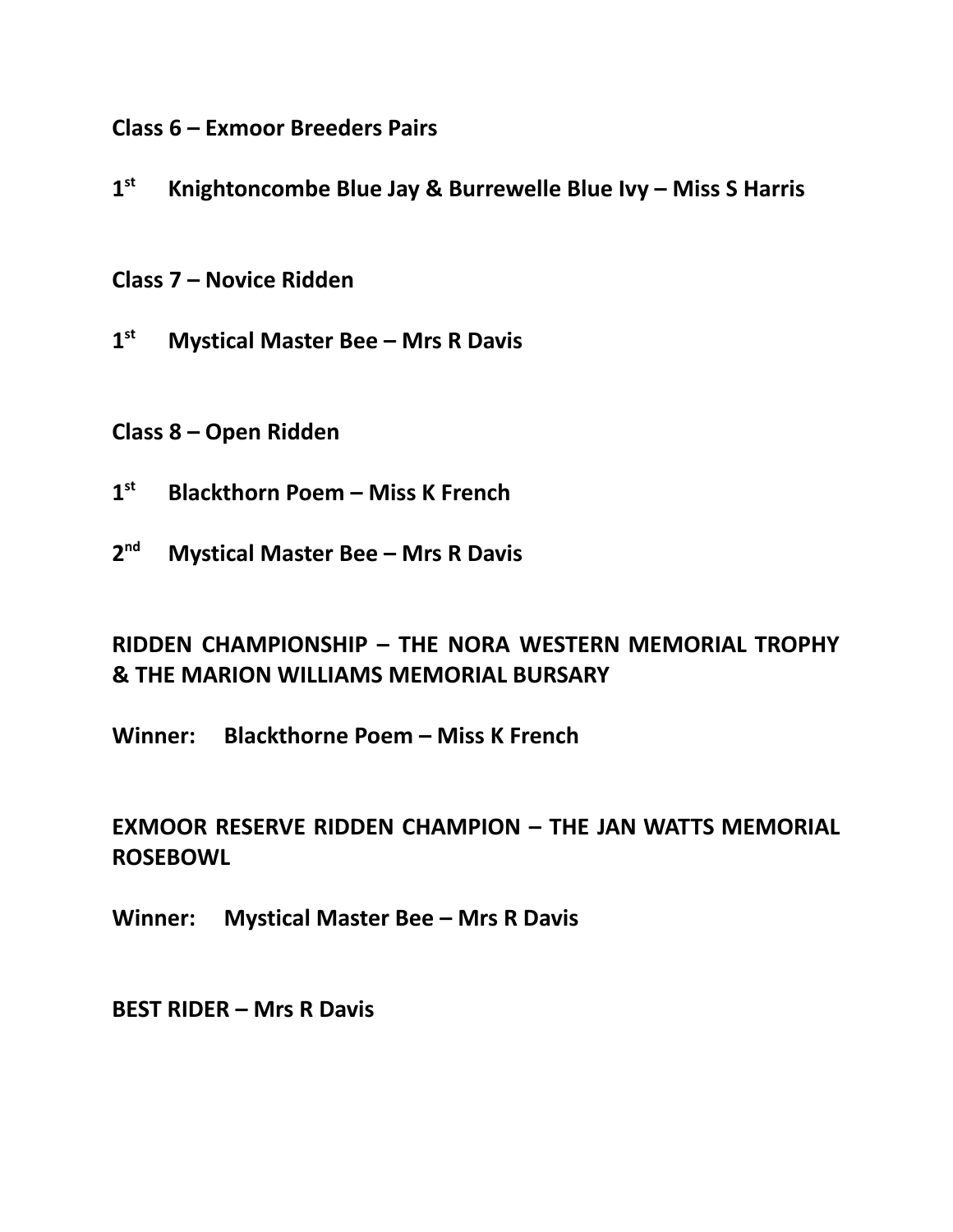**Class 6 – Exmoor Breeders Pairs**

**1st Knightoncombe Blue Jay & Burrewelle Blue Ivy – Miss S Harris**

**Class 7 – Novice Ridden**

**1st Mystical Master Bee – Mrs R Davis**

**Class 8 – Open Ridden**

**1st Blackthorn Poem – Miss K French**

**2nd Mystical Master Bee – Mrs R Davis**

**RIDDEN CHAMPIONSHIP – THE NORA WESTERN MEMORIAL TROPHY & THE MARION WILLIAMS MEMORIAL BURSARY**

**Winner: Blackthorne Poem – Miss K French**

**EXMOOR RESERVE RIDDEN CHAMPION – THE JAN WATTS MEMORIAL ROSEBOWL**

**Winner: Mystical Master Bee – Mrs R Davis**

**BEST RIDER – Mrs R Davis**